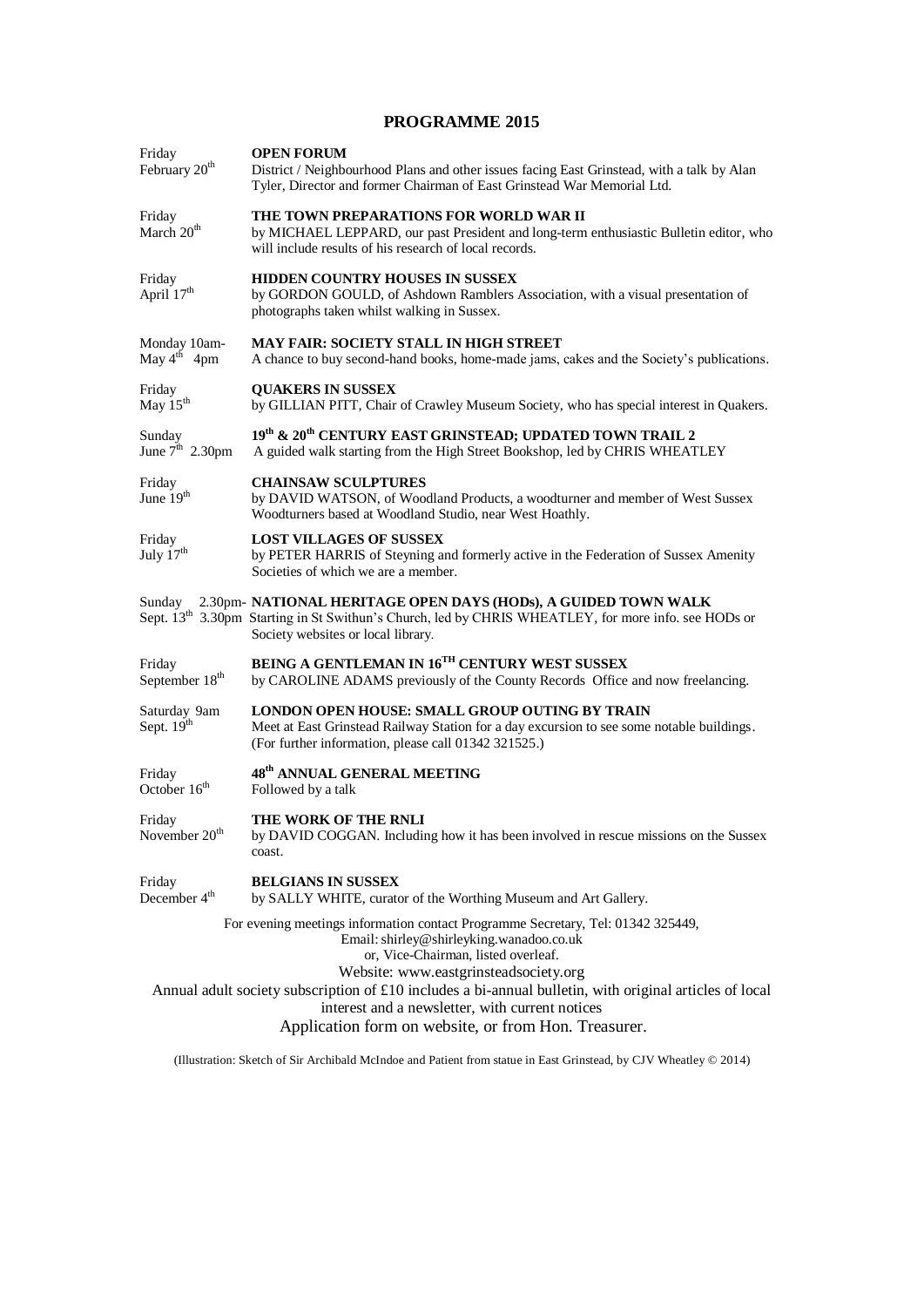# PROGRAMME 2015

| Date | Event |
|---|---|
| Friday February 20th | **OPEN FORUM**<br>District / Neighbourhood Plans and other issues facing East Grinstead, with a talk by Alan Tyler, Director and former Chairman of East Grinstead War Memorial Ltd. |
| Friday March 20th | **THE TOWN PREPARATIONS FOR WORLD WAR II**<br>by MICHAEL LEPPARD, our past President and long-term enthusiastic Bulletin editor, who will include results of his research of local records. |
| Friday April 17th | **HIDDEN COUNTRY HOUSES IN SUSSEX**<br>by GORDON GOULD, of Ashdown Ramblers Association, with a visual presentation of photographs taken whilst walking in Sussex. |
| Monday 10am- May 4th 4pm | **MAY FAIR: SOCIETY STALL IN HIGH STREET**<br>A chance to buy second-hand books, home-made jams, cakes and the Society's publications. |
| Friday May 15th | **QUAKERS IN SUSSEX**<br>by GILLIAN PITT, Chair of Crawley Museum Society, who has special interest in Quakers. |
| Sunday June 7th 2.30pm | **19th & 20th CENTURY EAST GRINSTEAD; UPDATED TOWN TRAIL 2**<br>A guided walk starting from the High Street Bookshop, led by CHRIS WHEATLEY |
| Friday June 19th | **CHAINSAW SCULPTURES**<br>by DAVID WATSON, of Woodland Products, a woodturner and member of West Sussex Woodturners based at Woodland Studio, near West Hoathly. |
| Friday July 17th | **LOST VILLAGES OF SUSSEX**<br>by PETER HARRIS of Steyning and formerly active in the Federation of Sussex Amenity Societies of which we are a member. |
| Sunday Sept. 13th 2.30pm-3.30pm | **NATIONAL HERITAGE OPEN DAYS (HODs), A GUIDED TOWN WALK**<br>Starting in St Swithun's Church, led by CHRIS WHEATLEY, for more info. see HODs or Society websites or local library. |
| Friday September 18th | **BEING A GENTLEMAN IN 16TH CENTURY WEST SUSSEX**<br>by CAROLINE ADAMS previously of the County Records Office and now freelancing. |
| Saturday 9am Sept. 19th | **LONDON OPEN HOUSE: SMALL GROUP OUTING BY TRAIN**<br>Meet at East Grinstead Railway Station for a day excursion to see some notable buildings. (For further information, please call 01342 321525.) |
| Friday October 16th | **48th ANNUAL GENERAL MEETING**<br>Followed by a talk |
| Friday November 20th | **THE WORK OF THE RNLI**<br>by DAVID COGGAN. Including how it has been involved in rescue missions on the Sussex coast. |
| Friday December 4th | **BELGIANS IN SUSSEX**<br>by SALLY WHITE, curator of the Worthing Museum and Art Gallery. |

For evening meetings information contact Programme Secretary, Tel: 01342 325449,
Email: shirley@shirleyking.wanadoo.co.uk
or, Vice-Chairman, listed overleaf.
Website: www.eastgrinsteadsociety.org

Annual adult society subscription of £10 includes a bi-annual bulletin, with original articles of local interest and a newsletter, with current notices

Application form on website, or from Hon. Treasurer.

(Illustration: Sketch of Sir Archibald McIndoe and Patient from statue in East Grinstead, by CJV Wheatley © 2014)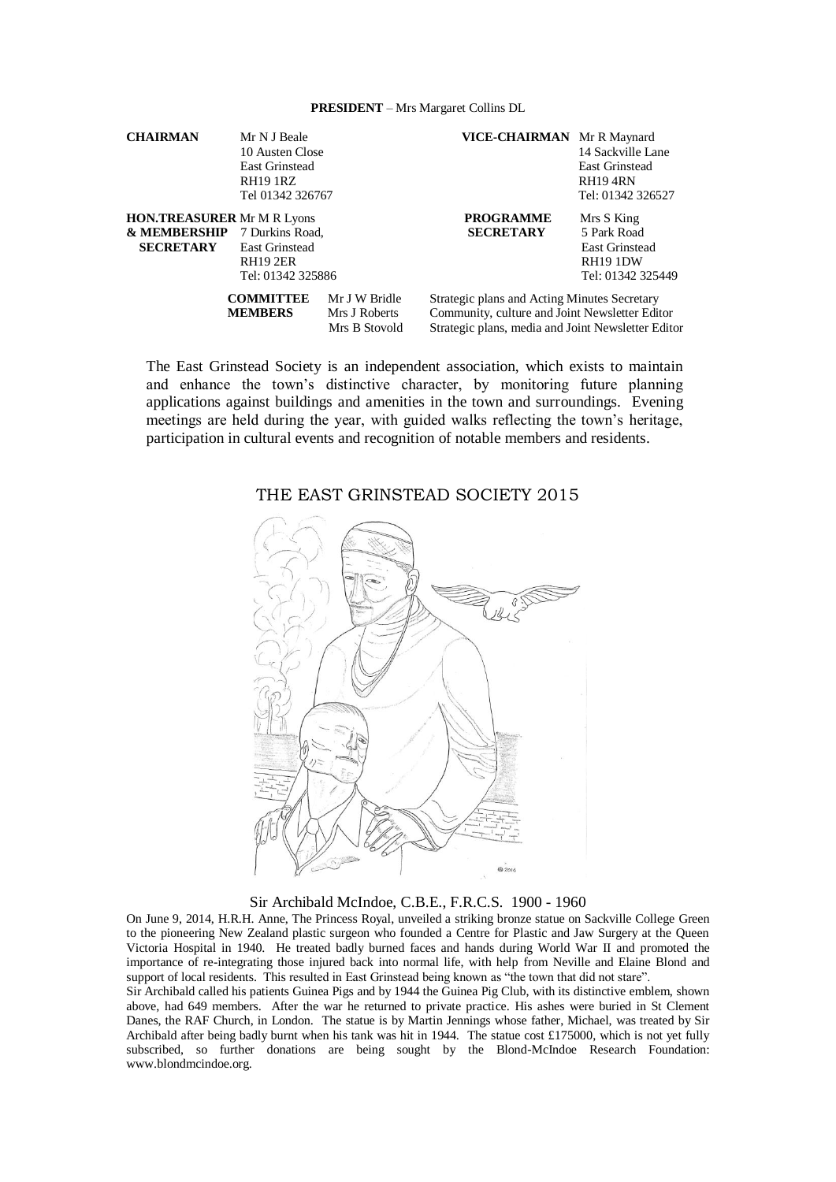**PRESIDENT** – Mrs Margaret Collins DL

**CHAIRMAN** Mr N J Beale
10 Austen Close
East Grinstead
RH19 1RZ
Tel 01342 326767

**VICE-CHAIRMAN** Mr R Maynard
14 Sackville Lane
East Grinstead
RH19 4RN
Tel: 01342 326527

**HON.TREASURER & MEMBERSHIP SECRETARY** Mr M R Lyons
7 Durkins Road,
East Grinstead
RH19 2ER
Tel: 01342 325886

**PROGRAMME SECRETARY** Mrs S King
5 Park Road
East Grinstead
RH19 1DW
Tel: 01342 325449

**COMMITTEE MEMBERS**

| | |
|---|---|
| Mr J W Bridle | Strategic plans and Acting Minutes Secretary |
| Mrs J Roberts | Community, culture and Joint Newsletter Editor |
| Mrs B Stovold | Strategic plans, media and Joint Newsletter Editor |

The East Grinstead Society is an independent association, which exists to maintain and enhance the town's distinctive character, by monitoring future planning applications against buildings and amenities in the town and surroundings. Evening meetings are held during the year, with guided walks reflecting the town's heritage, participation in cultural events and recognition of notable members and residents.

## THE EAST GRINSTEAD SOCIETY 2015

Sir Archibald McIndoe, C.B.E., F.R.C.S. 1900 - 1960

On June 9, 2014, H.R.H. Anne, The Princess Royal, unveiled a striking bronze statue on Sackville College Green to the pioneering New Zealand plastic surgeon who founded a Centre for Plastic and Jaw Surgery at the Queen Victoria Hospital in 1940. He treated badly burned faces and hands during World War II and promoted the importance of re-integrating those injured back into normal life, with help from Neville and Elaine Blond and support of local residents. This resulted in East Grinstead being known as "the town that did not stare".

Sir Archibald called his patients Guinea Pigs and by 1944 the Guinea Pig Club, with its distinctive emblem, shown above, had 649 members. After the war he returned to private practice. His ashes were buried in St Clement Danes, the RAF Church, in London. The statue is by Martin Jennings whose father, Michael, was treated by Sir Archibald after being badly burnt when his tank was hit in 1944. The statue cost £175000, which is not yet fully subscribed, so further donations are being sought by the Blond-McIndoe Research Foundation: www.blondmcindoe.org.